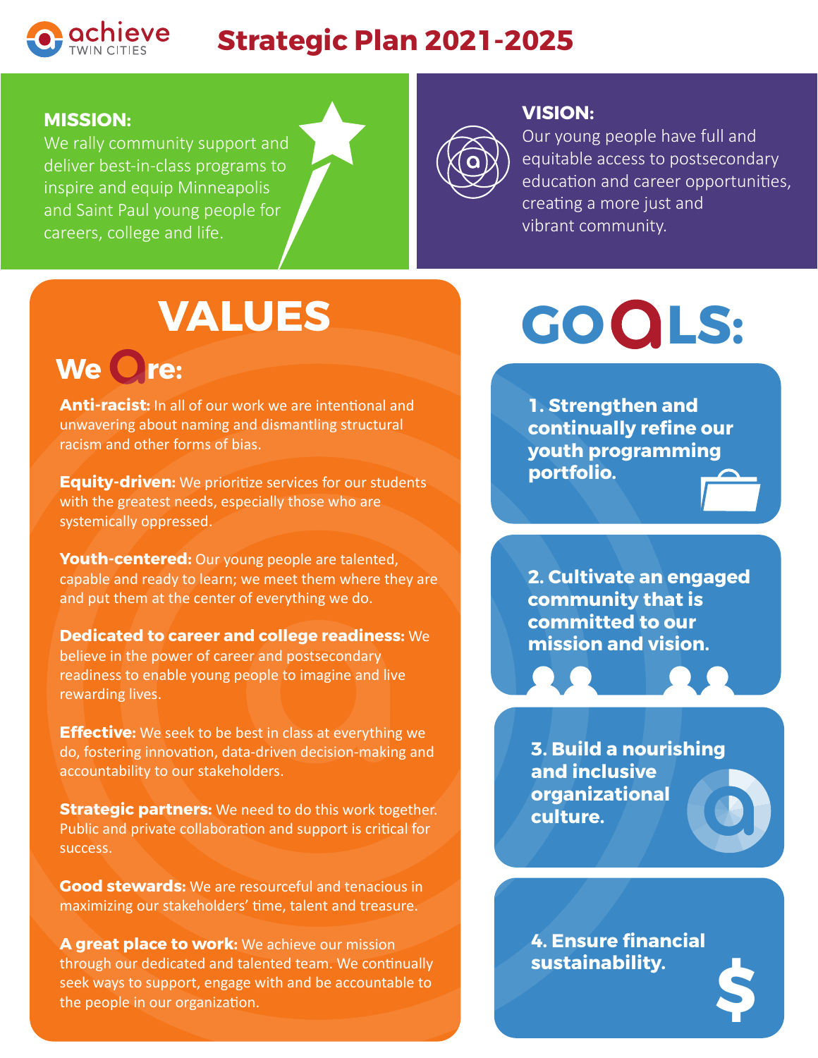achieve TWIN CITIES

# Strategic Plan 2021-2025

**MISSION:**
We rally community support and deliver best-in-class programs to inspire and equip Minneapolis and Saint Paul young people for careers, college and life.

**VISION:**
Our young people have full and equitable access to postsecondary education and career opportunities, creating a more just and vibrant community.

## VALUES

### We Are:

**Anti-racist:** In all of our work we are intentional and unwavering about naming and dismantling structural racism and other forms of bias.

**Equity-driven:** We prioritize services for our students with the greatest needs, especially those who are systemically oppressed.

**Youth-centered:** Our young people are talented, capable and ready to learn; we meet them where they are and put them at the center of everything we do.

**Dedicated to career and college readiness:** We believe in the power of career and postsecondary readiness to enable young people to imagine and live rewarding lives.

**Effective:** We seek to be best in class at everything we do, fostering innovation, data-driven decision-making and accountability to our stakeholders.

**Strategic partners:** We need to do this work together. Public and private collaboration and support is critical for success.

**Good stewards:** We are resourceful and tenacious in maximizing our stakeholders' time, talent and treasure.

**A great place to work:** We achieve our mission through our dedicated and talented team. We continually seek ways to support, engage with and be accountable to the people in our organization.

## GOALS:

1. **Strengthen and continually refine our youth programming portfolio.**
2. **Cultivate an engaged community that is committed to our mission and vision.**
3. **Build a nourishing and inclusive organizational culture.**
4. **Ensure financial sustainability.**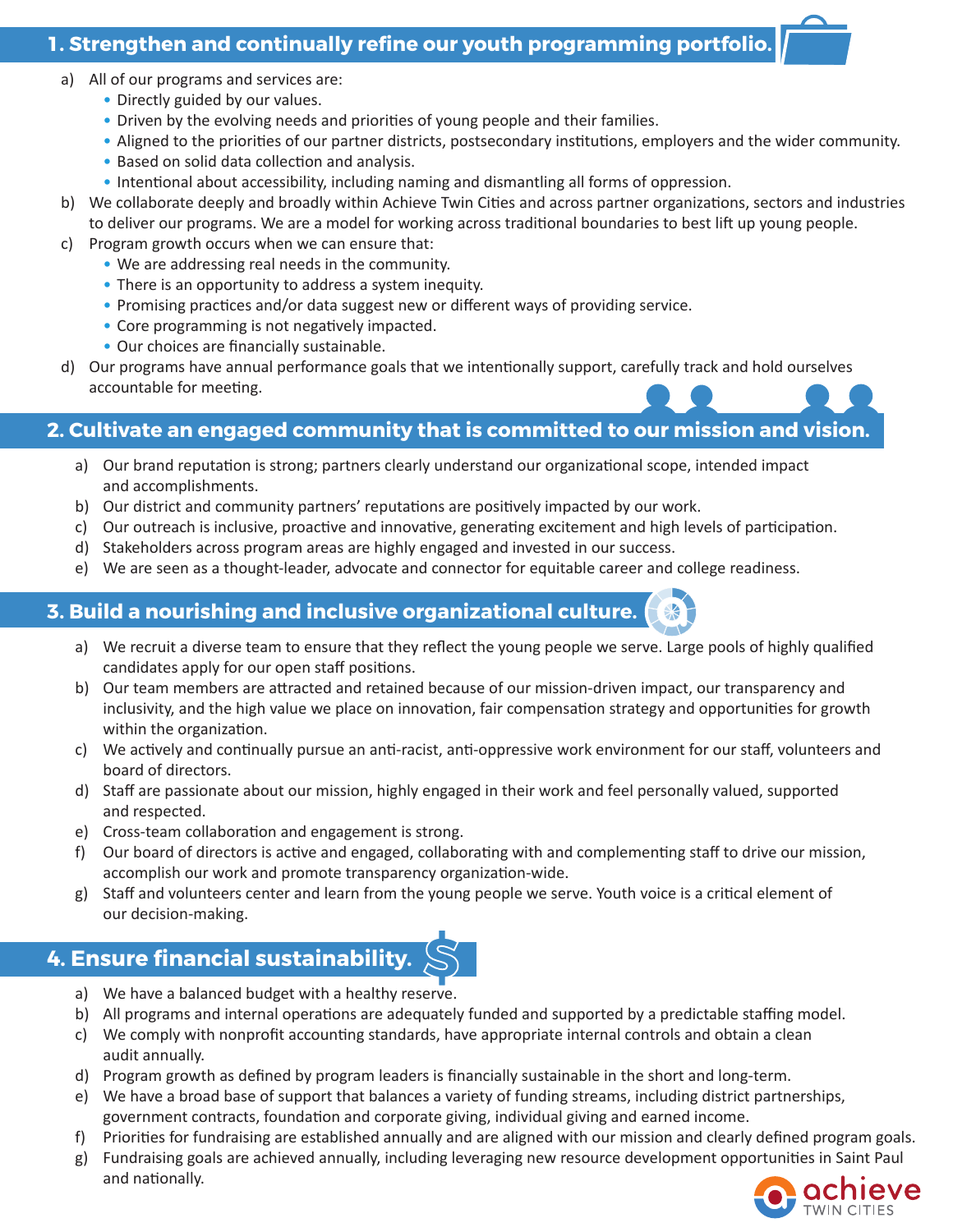## 1. Strengthen and continually refine our youth programming portfolio.

a) All of our programs and services are:
   - Directly guided by our values.
   - Driven by the evolving needs and priorities of young people and their families.
   - Aligned to the priorities of our partner districts, postsecondary institutions, employers and the wider community.
   - Based on solid data collection and analysis.
   - Intentional about accessibility, including naming and dismantling all forms of oppression.

b) We collaborate deeply and broadly within Achieve Twin Cities and across partner organizations, sectors and industries to deliver our programs. We are a model for working across traditional boundaries to best lift up young people.

c) Program growth occurs when we can ensure that:
   - We are addressing real needs in the community.
   - There is an opportunity to address a system inequity.
   - Promising practices and/or data suggest new or different ways of providing service.
   - Core programming is not negatively impacted.
   - Our choices are financially sustainable.

d) Our programs have annual performance goals that we intentionally support, carefully track and hold ourselves accountable for meeting.

## 2. Cultivate an engaged community that is committed to our mission and vision.

a) Our brand reputation is strong; partners clearly understand our organizational scope, intended impact and accomplishments.

b) Our district and community partners' reputations are positively impacted by our work.

c) Our outreach is inclusive, proactive and innovative, generating excitement and high levels of participation.

d) Stakeholders across program areas are highly engaged and invested in our success.

e) We are seen as a thought-leader, advocate and connector for equitable career and college readiness.

## 3. Build a nourishing and inclusive organizational culture.

a) We recruit a diverse team to ensure that they reflect the young people we serve. Large pools of highly qualified candidates apply for our open staff positions.

b) Our team members are attracted and retained because of our mission-driven impact, our transparency and inclusivity, and the high value we place on innovation, fair compensation strategy and opportunities for growth within the organization.

c) We actively and continually pursue an anti-racist, anti-oppressive work environment for our staff, volunteers and board of directors.

d) Staff are passionate about our mission, highly engaged in their work and feel personally valued, supported and respected.

e) Cross-team collaboration and engagement is strong.

f) Our board of directors is active and engaged, collaborating with and complementing staff to drive our mission, accomplish our work and promote transparency organization-wide.

g) Staff and volunteers center and learn from the young people we serve. Youth voice is a critical element of our decision-making.

## 4. Ensure financial sustainability.

a) We have a balanced budget with a healthy reserve.

b) All programs and internal operations are adequately funded and supported by a predictable staffing model.

c) We comply with nonprofit accounting standards, have appropriate internal controls and obtain a clean audit annually.

d) Program growth as defined by program leaders is financially sustainable in the short and long-term.

e) We have a broad base of support that balances a variety of funding streams, including district partnerships, government contracts, foundation and corporate giving, individual giving and earned income.

f) Priorities for fundraising are established annually and are aligned with our mission and clearly defined program goals.

g) Fundraising goals are achieved annually, including leveraging new resource development opportunities in Saint Paul and nationally.

achieve TWIN CITIES